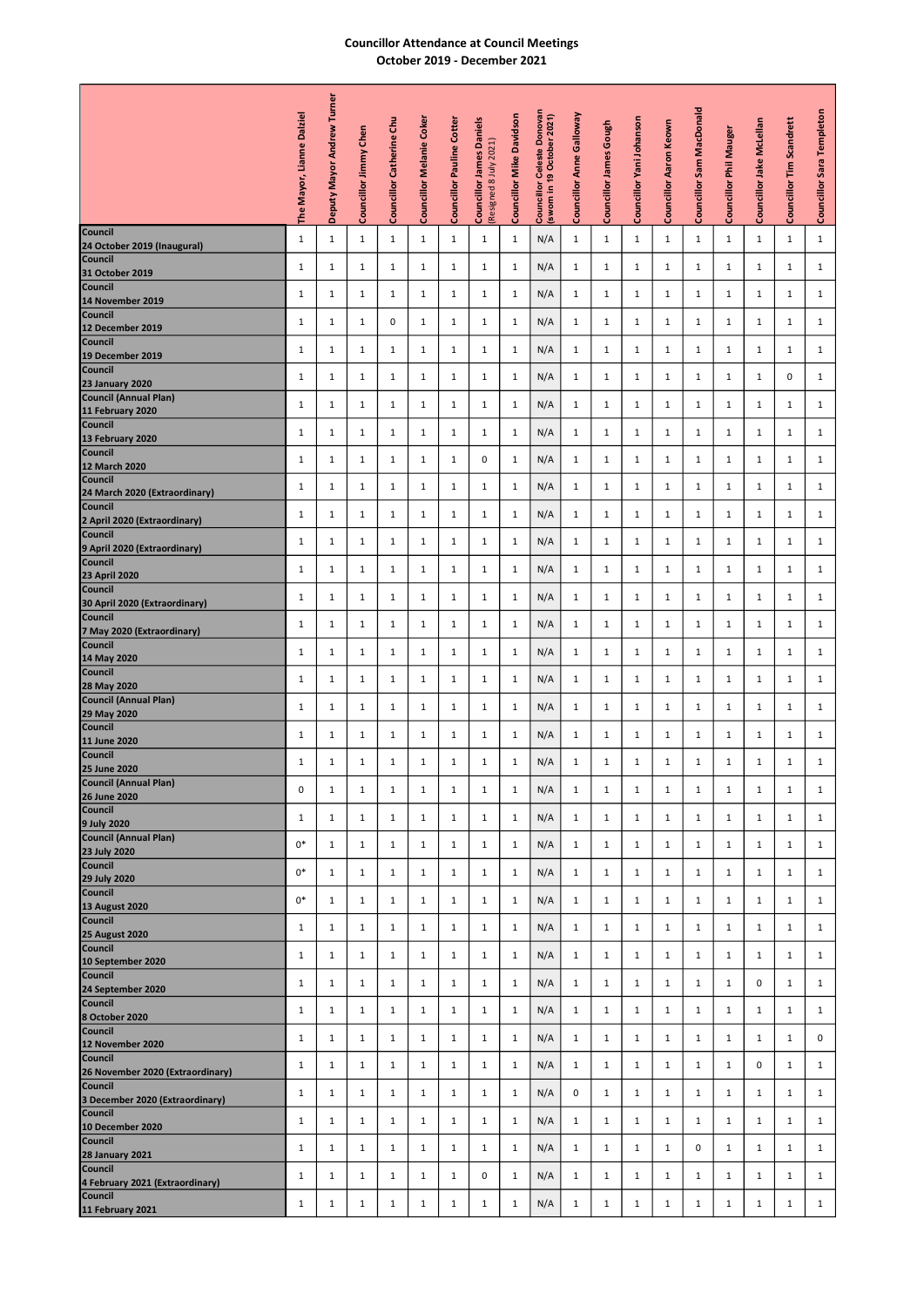## Councillor Attendance at Council Meetings
## October 2019 - December 2021

| | The Mayor, Lianne Dalziel | Deputy Mayor Andrew Turner | Councillor Jimmy Chen | Councillor Catherine Chu | Councillor Melanie Coker | Councillor Pauline Cotter | Councillor James Daniels (Resigned 8 July 2021) | Councillor Mike Davidson | Councillor Celeste Donovan (sworn in 19 October 2021) | Councillor Anne Galloway | Councillor James Gough | Councillor Yani Johanson | Councillor Aaron Keown | Councillor Sam MacDonald | Councillor Phil Mauger | Councillor Jake McLellan | Councillor Tim Scandrett | Councillor Sara Templeton |
|---|---|---|---|---|---|---|---|---|---|---|---|---|---|---|---|---|---|---|
| **Council** **24 October 2019 (Inaugural)** | 1 | 1 | 1 | 1 | 1 | 1 | 1 | 1 | N/A | 1 | 1 | 1 | 1 | 1 | 1 | 1 | 1 | 1 |
| **Council** **31 October 2019** | 1 | 1 | 1 | 1 | 1 | 1 | 1 | 1 | N/A | 1 | 1 | 1 | 1 | 1 | 1 | 1 | 1 | 1 |
| **Council** **14 November 2019** | 1 | 1 | 1 | 1 | 1 | 1 | 1 | 1 | N/A | 1 | 1 | 1 | 1 | 1 | 1 | 1 | 1 | 1 |
| **Council** **12 December 2019** | 1 | 1 | 1 | 0 | 1 | 1 | 1 | 1 | N/A | 1 | 1 | 1 | 1 | 1 | 1 | 1 | 1 | 1 |
| **Council** **19 December 2019** | 1 | 1 | 1 | 1 | 1 | 1 | 1 | 1 | N/A | 1 | 1 | 1 | 1 | 1 | 1 | 1 | 1 | 1 |
| **Council** **23 January 2020** | 1 | 1 | 1 | 1 | 1 | 1 | 1 | 1 | N/A | 1 | 1 | 1 | 1 | 1 | 1 | 1 | 0 | 1 |
| **Council (Annual Plan)** **11 February 2020** | 1 | 1 | 1 | 1 | 1 | 1 | 1 | 1 | N/A | 1 | 1 | 1 | 1 | 1 | 1 | 1 | 1 | 1 |
| **Council** **13 February 2020** | 1 | 1 | 1 | 1 | 1 | 1 | 1 | 1 | N/A | 1 | 1 | 1 | 1 | 1 | 1 | 1 | 1 | 1 |
| **Council** **12 March 2020** | 1 | 1 | 1 | 1 | 1 | 1 | 0 | 1 | N/A | 1 | 1 | 1 | 1 | 1 | 1 | 1 | 1 | 1 |
| **Council** **24 March 2020 (Extraordinary)** | 1 | 1 | 1 | 1 | 1 | 1 | 1 | 1 | N/A | 1 | 1 | 1 | 1 | 1 | 1 | 1 | 1 | 1 |
| **Council** **2 April 2020 (Extraordinary)** | 1 | 1 | 1 | 1 | 1 | 1 | 1 | 1 | N/A | 1 | 1 | 1 | 1 | 1 | 1 | 1 | 1 | 1 |
| **Council** **9 April 2020 (Extraordinary)** | 1 | 1 | 1 | 1 | 1 | 1 | 1 | 1 | N/A | 1 | 1 | 1 | 1 | 1 | 1 | 1 | 1 | 1 |
| **Council** **23 April 2020** | 1 | 1 | 1 | 1 | 1 | 1 | 1 | 1 | N/A | 1 | 1 | 1 | 1 | 1 | 1 | 1 | 1 | 1 |
| **Council** **30 April 2020 (Extraordinary)** | 1 | 1 | 1 | 1 | 1 | 1 | 1 | 1 | N/A | 1 | 1 | 1 | 1 | 1 | 1 | 1 | 1 | 1 |
| **Council** **7 May 2020 (Extraordinary)** | 1 | 1 | 1 | 1 | 1 | 1 | 1 | 1 | N/A | 1 | 1 | 1 | 1 | 1 | 1 | 1 | 1 | 1 |
| **Council** **14 May 2020** | 1 | 1 | 1 | 1 | 1 | 1 | 1 | 1 | N/A | 1 | 1 | 1 | 1 | 1 | 1 | 1 | 1 | 1 |
| **Council** **28 May 2020** | 1 | 1 | 1 | 1 | 1 | 1 | 1 | 1 | N/A | 1 | 1 | 1 | 1 | 1 | 1 | 1 | 1 | 1 |
| **Council (Annual Plan)** **29 May 2020** | 1 | 1 | 1 | 1 | 1 | 1 | 1 | 1 | N/A | 1 | 1 | 1 | 1 | 1 | 1 | 1 | 1 | 1 |
| **Council** **11 June 2020** | 1 | 1 | 1 | 1 | 1 | 1 | 1 | 1 | N/A | 1 | 1 | 1 | 1 | 1 | 1 | 1 | 1 | 1 |
| **Council** **25 June 2020** | 1 | 1 | 1 | 1 | 1 | 1 | 1 | 1 | N/A | 1 | 1 | 1 | 1 | 1 | 1 | 1 | 1 | 1 |
| **Council (Annual Plan)** **26 June 2020** | 0 | 1 | 1 | 1 | 1 | 1 | 1 | 1 | N/A | 1 | 1 | 1 | 1 | 1 | 1 | 1 | 1 | 1 |
| **Council** **9 July 2020** | 1 | 1 | 1 | 1 | 1 | 1 | 1 | 1 | N/A | 1 | 1 | 1 | 1 | 1 | 1 | 1 | 1 | 1 |
| **Council (Annual Plan)** **23 July 2020** | 0* | 1 | 1 | 1 | 1 | 1 | 1 | 1 | N/A | 1 | 1 | 1 | 1 | 1 | 1 | 1 | 1 | 1 |
| **Council** **29 July 2020** | 0* | 1 | 1 | 1 | 1 | 1 | 1 | 1 | N/A | 1 | 1 | 1 | 1 | 1 | 1 | 1 | 1 | 1 |
| **Council** **13 August 2020** | 0* | 1 | 1 | 1 | 1 | 1 | 1 | 1 | N/A | 1 | 1 | 1 | 1 | 1 | 1 | 1 | 1 | 1 |
| **Council** **25 August 2020** | 1 | 1 | 1 | 1 | 1 | 1 | 1 | 1 | N/A | 1 | 1 | 1 | 1 | 1 | 1 | 1 | 1 | 1 |
| **Council** **10 September 2020** | 1 | 1 | 1 | 1 | 1 | 1 | 1 | 1 | N/A | 1 | 1 | 1 | 1 | 1 | 1 | 1 | 1 | 1 |
| **Council** **24 September 2020** | 1 | 1 | 1 | 1 | 1 | 1 | 1 | 1 | N/A | 1 | 1 | 1 | 1 | 1 | 1 | 0 | 1 | 1 |
| **Council** **8 October 2020** | 1 | 1 | 1 | 1 | 1 | 1 | 1 | 1 | N/A | 1 | 1 | 1 | 1 | 1 | 1 | 1 | 1 | 1 |
| **Council** **12 November 2020** | 1 | 1 | 1 | 1 | 1 | 1 | 1 | 1 | N/A | 1 | 1 | 1 | 1 | 1 | 1 | 1 | 1 | 0 |
| **Council** **26 November 2020 (Extraordinary)** | 1 | 1 | 1 | 1 | 1 | 1 | 1 | 1 | N/A | 1 | 1 | 1 | 1 | 1 | 1 | 0 | 1 | 1 |
| **Council** **3 December 2020 (Extraordinary)** | 1 | 1 | 1 | 1 | 1 | 1 | 1 | 1 | N/A | 0 | 1 | 1 | 1 | 1 | 1 | 1 | 1 | 1 |
| **Council** **10 December 2020** | 1 | 1 | 1 | 1 | 1 | 1 | 1 | 1 | N/A | 1 | 1 | 1 | 1 | 1 | 1 | 1 | 1 | 1 |
| **Council** **28 January 2021** | 1 | 1 | 1 | 1 | 1 | 1 | 1 | 1 | N/A | 1 | 1 | 1 | 1 | 0 | 1 | 1 | 1 | 1 |
| **Council** **4 February 2021 (Extraordinary)** | 1 | 1 | 1 | 1 | 1 | 1 | 0 | 1 | N/A | 1 | 1 | 1 | 1 | 1 | 1 | 1 | 1 | 1 |
| **Council** **11 February 2021** | 1 | 1 | 1 | 1 | 1 | 1 | 1 | 1 | N/A | 1 | 1 | 1 | 1 | 1 | 1 | 1 | 1 | 1 |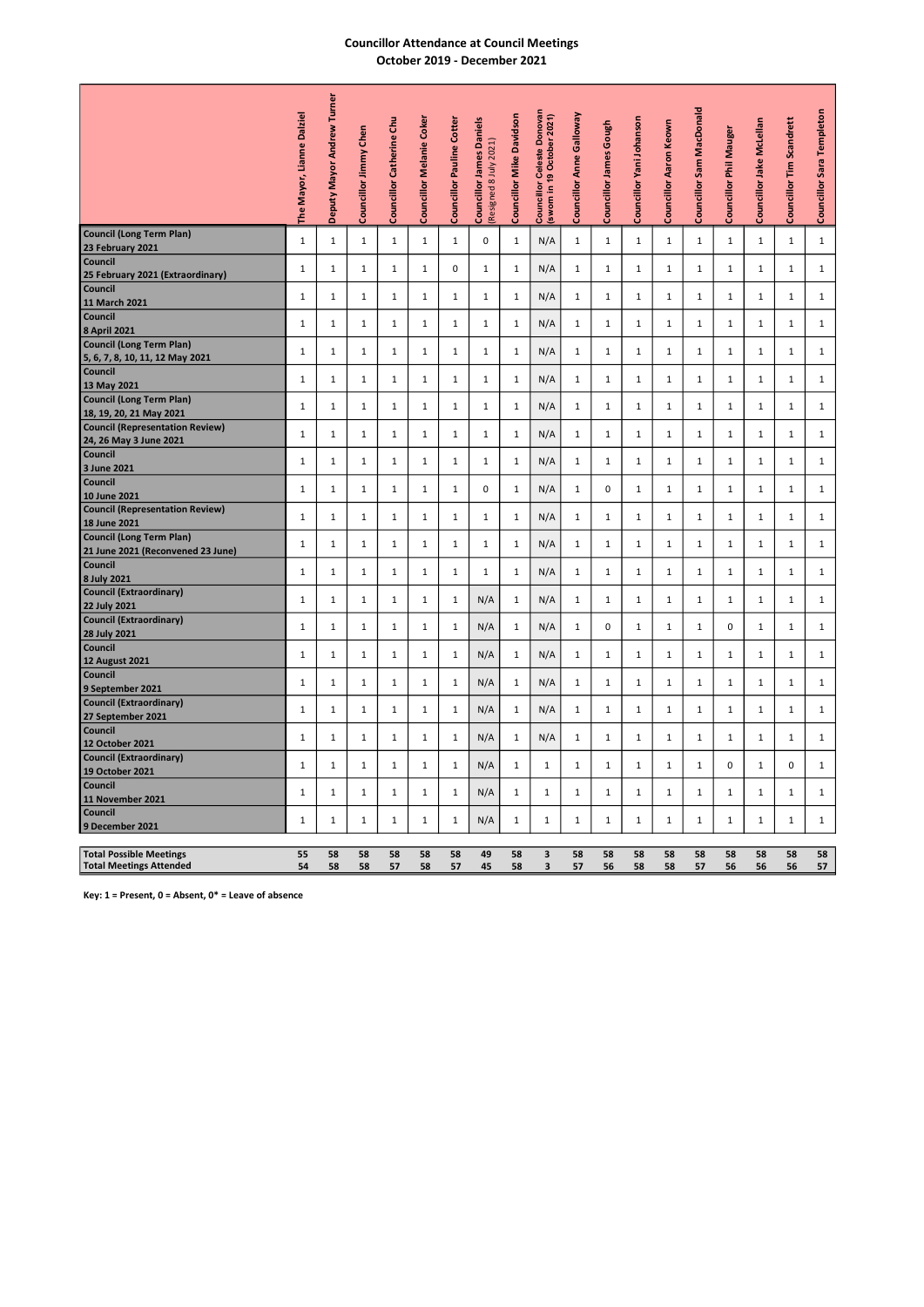# Councillor Attendance at Council Meetings
## October 2019 - December 2021

| | The Mayor, Lianne Dalziel | Deputy Mayor Andrew Turner | Councillor Jimmy Chen | Councillor Catherine Chu | Councillor Melanie Coker | Councillor Pauline Cotter | Councillor James Daniels (Resigned 8 July 2021) | Councillor Mike Davidson | Councillor Celeste Donovan (sworn in 19 October 2021) | Councillor Anne Galloway | Councillor James Gough | Councillor Yani Johanson | Councillor Aaron Keown | Councillor Sam MacDonald | Councillor Phil Mauger | Councillor Jake McLellan | Councillor Tim Scandrett | Councillor Sara Templeton |
|---|---|---|---|---|---|---|---|---|---|---|---|---|---|---|---|---|---|---|
| **Council (Long Term Plan) 23 February 2021** | 1 | 1 | 1 | 1 | 1 | 1 | 0 | 1 | N/A | 1 | 1 | 1 | 1 | 1 | 1 | 1 | 1 | 1 |
| **Council 25 February 2021 (Extraordinary)** | 1 | 1 | 1 | 1 | 1 | 0 | 1 | 1 | N/A | 1 | 1 | 1 | 1 | 1 | 1 | 1 | 1 | 1 |
| **Council 11 March 2021** | 1 | 1 | 1 | 1 | 1 | 1 | 1 | 1 | N/A | 1 | 1 | 1 | 1 | 1 | 1 | 1 | 1 | 1 |
| **Council 8 April 2021** | 1 | 1 | 1 | 1 | 1 | 1 | 1 | 1 | N/A | 1 | 1 | 1 | 1 | 1 | 1 | 1 | 1 | 1 |
| **Council (Long Term Plan) 5, 6, 7, 8, 10, 11, 12 May 2021** | 1 | 1 | 1 | 1 | 1 | 1 | 1 | 1 | N/A | 1 | 1 | 1 | 1 | 1 | 1 | 1 | 1 | 1 |
| **Council 13 May 2021** | 1 | 1 | 1 | 1 | 1 | 1 | 1 | 1 | N/A | 1 | 1 | 1 | 1 | 1 | 1 | 1 | 1 | 1 |
| **Council (Long Term Plan) 18, 19, 20, 21 May 2021** | 1 | 1 | 1 | 1 | 1 | 1 | 1 | 1 | N/A | 1 | 1 | 1 | 1 | 1 | 1 | 1 | 1 | 1 |
| **Council (Representation Review) 24, 26 May 3 June 2021** | 1 | 1 | 1 | 1 | 1 | 1 | 1 | 1 | N/A | 1 | 1 | 1 | 1 | 1 | 1 | 1 | 1 | 1 |
| **Council 3 June 2021** | 1 | 1 | 1 | 1 | 1 | 1 | 1 | 1 | N/A | 1 | 1 | 1 | 1 | 1 | 1 | 1 | 1 | 1 |
| **Council 10 June 2021** | 1 | 1 | 1 | 1 | 1 | 1 | 0 | 1 | N/A | 1 | 0 | 1 | 1 | 1 | 1 | 1 | 1 | 1 |
| **Council (Representation Review) 18 June 2021** | 1 | 1 | 1 | 1 | 1 | 1 | 1 | 1 | N/A | 1 | 1 | 1 | 1 | 1 | 1 | 1 | 1 | 1 |
| **Council (Long Term Plan) 21 June 2021 (Reconvened 23 June)** | 1 | 1 | 1 | 1 | 1 | 1 | 1 | 1 | N/A | 1 | 1 | 1 | 1 | 1 | 1 | 1 | 1 | 1 |
| **Council 8 July 2021** | 1 | 1 | 1 | 1 | 1 | 1 | 1 | 1 | N/A | 1 | 1 | 1 | 1 | 1 | 1 | 1 | 1 | 1 |
| **Council (Extraordinary) 22 July 2021** | 1 | 1 | 1 | 1 | 1 | 1 | N/A | 1 | N/A | 1 | 1 | 1 | 1 | 1 | 1 | 1 | 1 | 1 |
| **Council (Extraordinary) 28 July 2021** | 1 | 1 | 1 | 1 | 1 | 1 | N/A | 1 | N/A | 1 | 0 | 1 | 1 | 1 | 0 | 1 | 1 | 1 |
| **Council 12 August 2021** | 1 | 1 | 1 | 1 | 1 | 1 | N/A | 1 | N/A | 1 | 1 | 1 | 1 | 1 | 1 | 1 | 1 | 1 |
| **Council 9 September 2021** | 1 | 1 | 1 | 1 | 1 | 1 | N/A | 1 | N/A | 1 | 1 | 1 | 1 | 1 | 1 | 1 | 1 | 1 |
| **Council (Extraordinary) 27 September 2021** | 1 | 1 | 1 | 1 | 1 | 1 | N/A | 1 | N/A | 1 | 1 | 1 | 1 | 1 | 1 | 1 | 1 | 1 |
| **Council 12 October 2021** | 1 | 1 | 1 | 1 | 1 | 1 | N/A | 1 | N/A | 1 | 1 | 1 | 1 | 1 | 1 | 1 | 1 | 1 |
| **Council (Extraordinary) 19 October 2021** | 1 | 1 | 1 | 1 | 1 | 1 | N/A | 1 | 1 | 1 | 1 | 1 | 1 | 1 | 0 | 1 | 0 | 1 |
| **Council 11 November 2021** | 1 | 1 | 1 | 1 | 1 | 1 | N/A | 1 | 1 | 1 | 1 | 1 | 1 | 1 | 1 | 1 | 1 | 1 |
| **Council 9 December 2021** | 1 | 1 | 1 | 1 | 1 | 1 | N/A | 1 | 1 | 1 | 1 | 1 | 1 | 1 | 1 | 1 | 1 | 1 |
| **Total Possible Meetings** | 55 | 58 | 58 | 58 | 58 | 58 | 49 | 58 | 3 | 58 | 58 | 58 | 58 | 58 | 58 | 58 | 58 | 58 |
| **Total Meetings Attended** | 54 | 58 | 58 | 57 | 58 | 57 | 45 | 58 | 3 | 57 | 56 | 58 | 58 | 57 | 56 | 56 | 56 | 57 |

**Key: 1 = Present, 0 = Absent, 0* = Leave of absence**